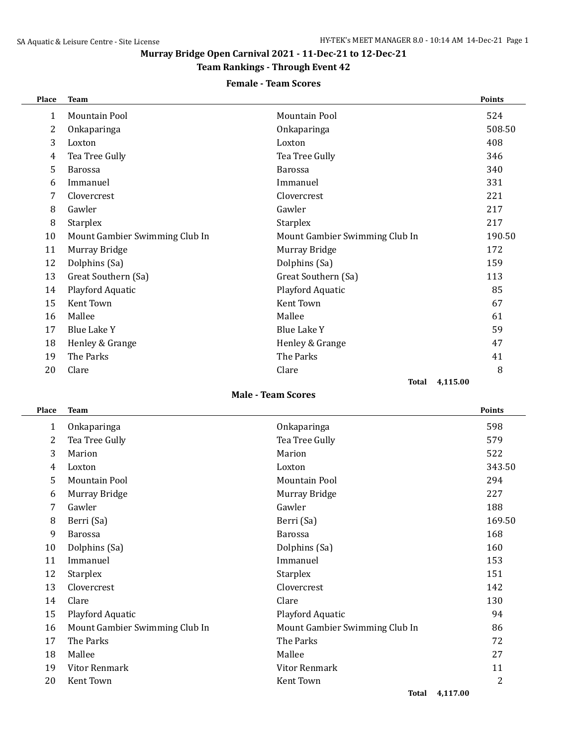## Murray Bridge Open Carnival 2021 - 11-Dec-21 to 12-Dec-21

### Team Rankings - Through Event 42

#### Female - Team Scores

| Place | Team | | Points |
|---|---|---|---|
| 1 | Mountain Pool | Mountain Pool | 524 |
| 2 | Onkaparinga | Onkaparinga | 508.50 |
| 3 | Loxton | Loxton | 408 |
| 4 | Tea Tree Gully | Tea Tree Gully | 346 |
| 5 | Barossa | Barossa | 340 |
| 6 | Immanuel | Immanuel | 331 |
| 7 | Clovercrest | Clovercrest | 221 |
| 8 | Gawler | Gawler | 217 |
| 8 | Starplex | Starplex | 217 |
| 10 | Mount Gambier Swimming Club In | Mount Gambier Swimming Club In | 190.50 |
| 11 | Murray Bridge | Murray Bridge | 172 |
| 12 | Dolphins (Sa) | Dolphins (Sa) | 159 |
| 13 | Great Southern (Sa) | Great Southern (Sa) | 113 |
| 14 | Playford Aquatic | Playford Aquatic | 85 |
| 15 | Kent Town | Kent Town | 67 |
| 16 | Mallee | Mallee | 61 |
| 17 | Blue Lake Y | Blue Lake Y | 59 |
| 18 | Henley & Grange | Henley & Grange | 47 |
| 19 | The Parks | The Parks | 41 |
| 20 | Clare | Clare | 8 |
| | | Total | 4,115.00 |

#### Male - Team Scores

| Place | Team | | Points |
|---|---|---|---|
| 1 | Onkaparinga | Onkaparinga | 598 |
| 2 | Tea Tree Gully | Tea Tree Gully | 579 |
| 3 | Marion | Marion | 522 |
| 4 | Loxton | Loxton | 343.50 |
| 5 | Mountain Pool | Mountain Pool | 294 |
| 6 | Murray Bridge | Murray Bridge | 227 |
| 7 | Gawler | Gawler | 188 |
| 8 | Berri (Sa) | Berri (Sa) | 169.50 |
| 9 | Barossa | Barossa | 168 |
| 10 | Dolphins (Sa) | Dolphins (Sa) | 160 |
| 11 | Immanuel | Immanuel | 153 |
| 12 | Starplex | Starplex | 151 |
| 13 | Clovercrest | Clovercrest | 142 |
| 14 | Clare | Clare | 130 |
| 15 | Playford Aquatic | Playford Aquatic | 94 |
| 16 | Mount Gambier Swimming Club In | Mount Gambier Swimming Club In | 86 |
| 17 | The Parks | The Parks | 72 |
| 18 | Mallee | Mallee | 27 |
| 19 | Vitor Renmark | Vitor Renmark | 11 |
| 20 | Kent Town | Kent Town | 2 |
| | | Total | 4,117.00 |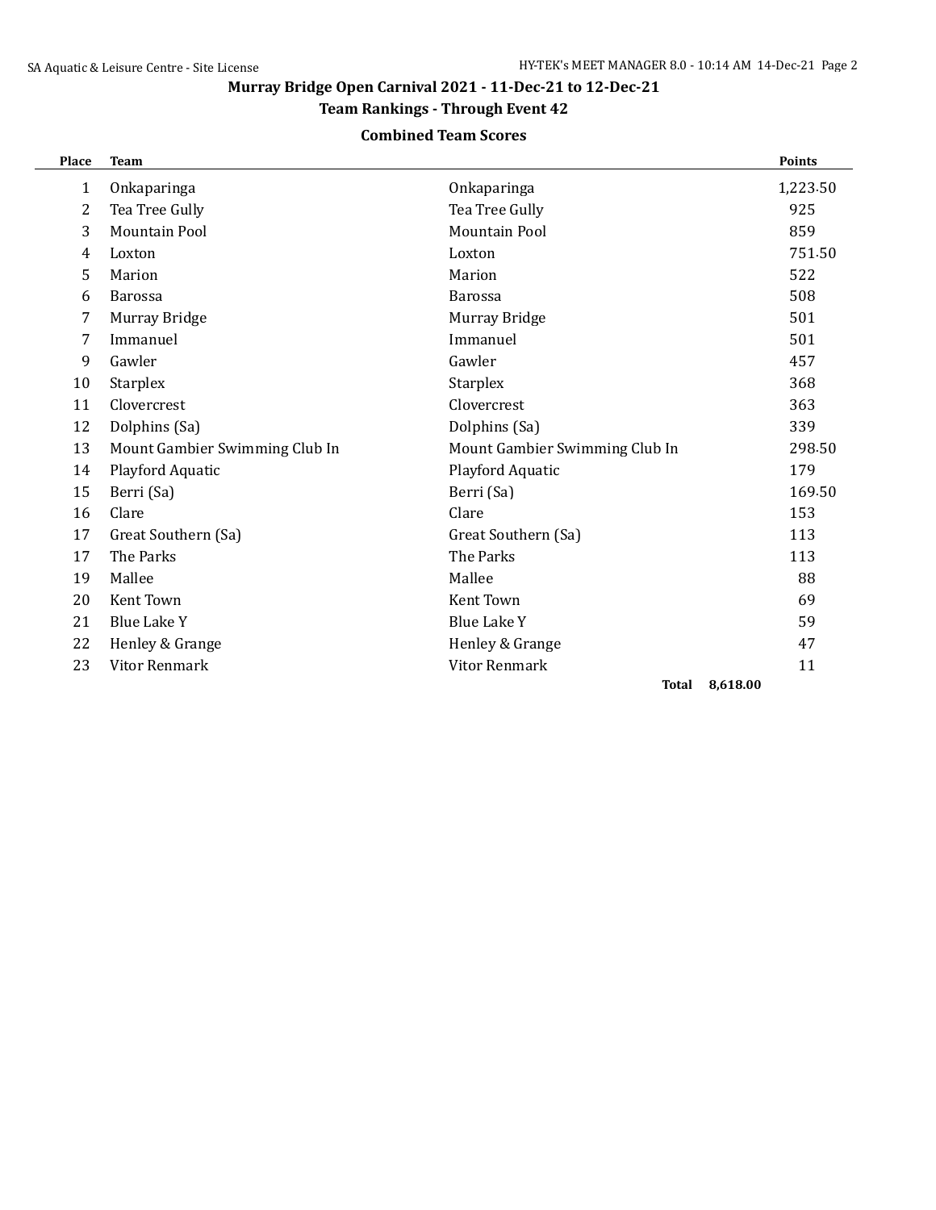## Murray Bridge Open Carnival 2021 - 11-Dec-21 to 12-Dec-21

### Team Rankings - Through Event 42

#### Combined Team Scores

| Place | Team | | Points |
|---|---|---|---|
| 1 | Onkaparinga | Onkaparinga | 1,223.50 |
| 2 | Tea Tree Gully | Tea Tree Gully | 925 |
| 3 | Mountain Pool | Mountain Pool | 859 |
| 4 | Loxton | Loxton | 751.50 |
| 5 | Marion | Marion | 522 |
| 6 | Barossa | Barossa | 508 |
| 7 | Murray Bridge | Murray Bridge | 501 |
| 7 | Immanuel | Immanuel | 501 |
| 9 | Gawler | Gawler | 457 |
| 10 | Starplex | Starplex | 368 |
| 11 | Clovercrest | Clovercrest | 363 |
| 12 | Dolphins (Sa) | Dolphins (Sa) | 339 |
| 13 | Mount Gambier Swimming Club In | Mount Gambier Swimming Club In | 298.50 |
| 14 | Playford Aquatic | Playford Aquatic | 179 |
| 15 | Berri (Sa) | Berri (Sa) | 169.50 |
| 16 | Clare | Clare | 153 |
| 17 | Great Southern (Sa) | Great Southern (Sa) | 113 |
| 17 | The Parks | The Parks | 113 |
| 19 | Mallee | Mallee | 88 |
| 20 | Kent Town | Kent Town | 69 |
| 21 | Blue Lake Y | Blue Lake Y | 59 |
| 22 | Henley & Grange | Henley & Grange | 47 |
| 23 | Vitor Renmark | Vitor Renmark | 11 |
| | | **Total** | **8,618.00** |